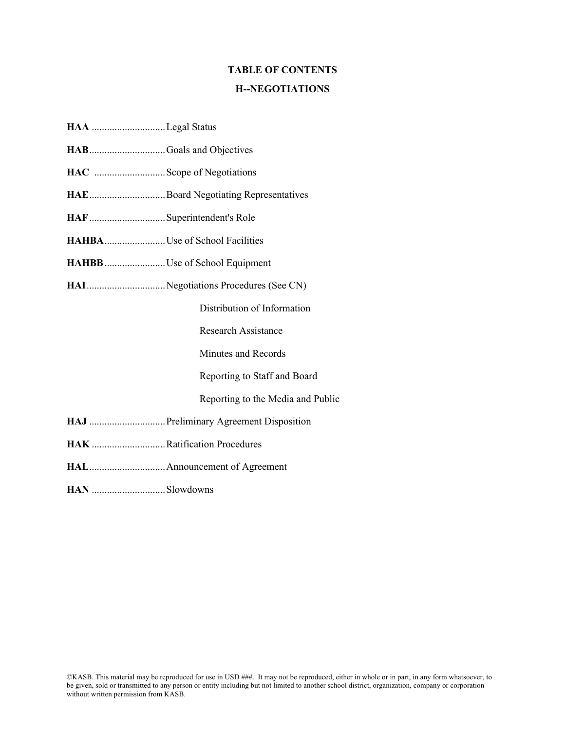# TABLE OF CONTENTS

## H--NEGOTIATIONS

**HAA** ............................. Legal Status

**HAB** ............................. Goals and Objectives

**HAC** ............................. Scope of Negotiations

**HAE** ............................. Board Negotiating Representatives

**HAF** ............................. Superintendent's Role

**HAHBA** ........................ Use of School Facilities

**HAHBB** ........................ Use of School Equipment

**HAI** ............................... Negotiations Procedures (See CN)

- Distribution of Information
- Research Assistance
- Minutes and Records
- Reporting to Staff and Board
- Reporting to the Media and Public

**HAJ** .............................. Preliminary Agreement Disposition

**HAK** ............................. Ratification Procedures

**HAL** .............................. Announcement of Agreement

**HAN** ............................. Slowdowns

©KASB. This material may be reproduced for use in USD ###. It may not be reproduced, either in whole or in part, in any form whatsoever, to be given, sold or transmitted to any person or entity including but not limited to another school district, organization, company or corporation without written permission from KASB.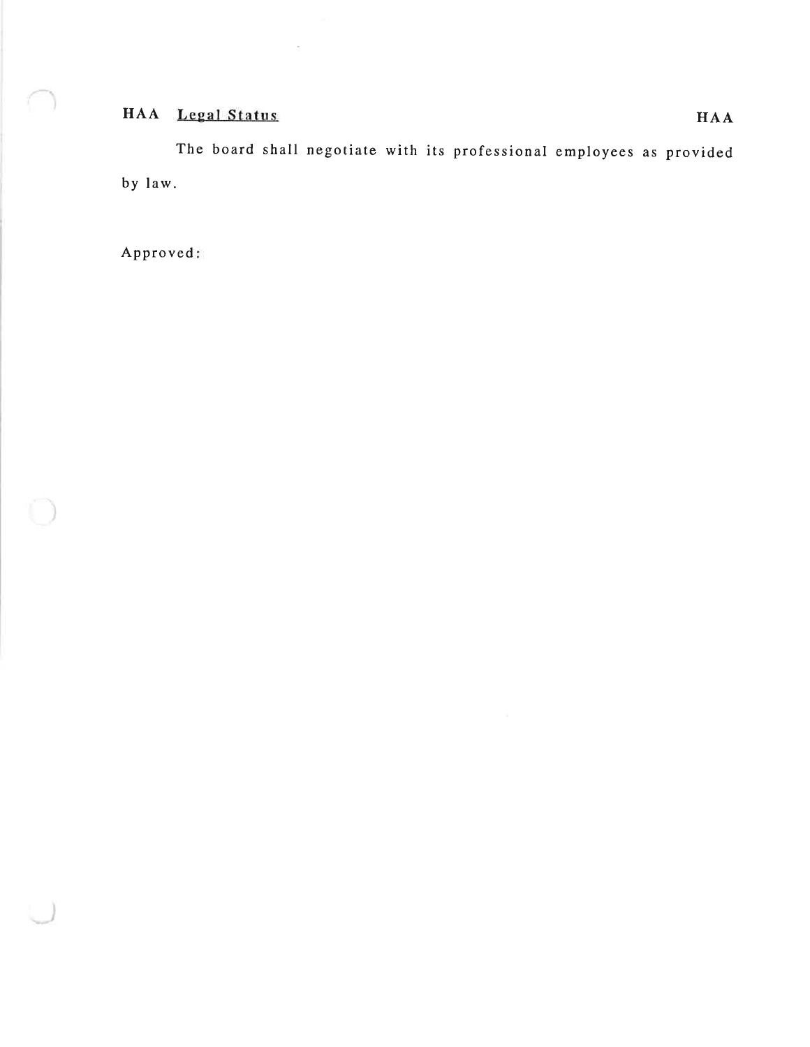## HAA Legal Status

The board shall negotiate with its professional employees as provided by law.

Approved: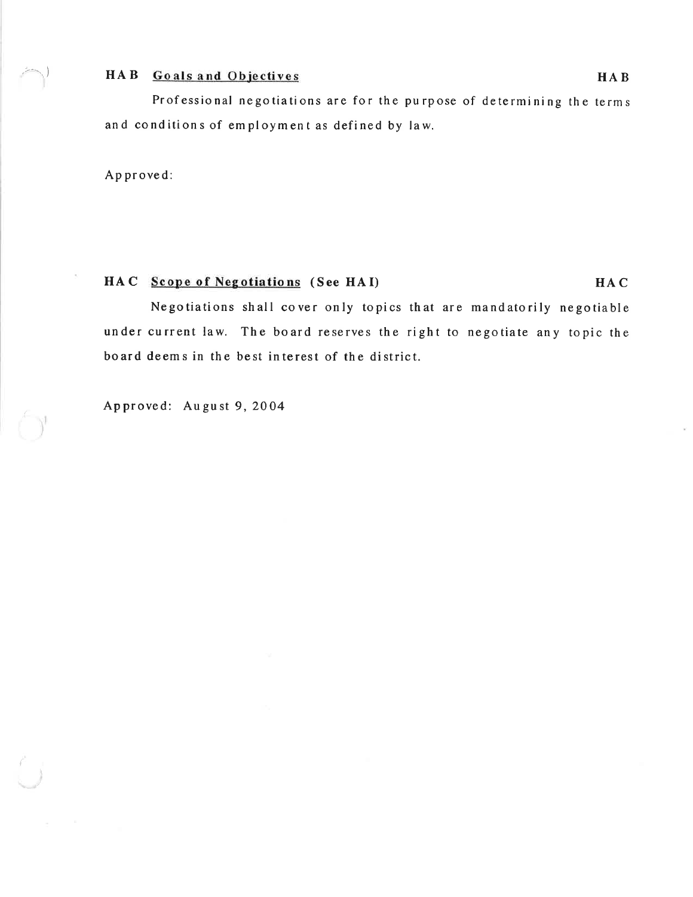## HAB Goals and Objectives HAB

Professional negotiations are for the purpose of determining the terms and conditions of employment as defined by law.

Approved:

## HAC Scope of Negotiations (See HAI) HAC

Negotiations shall cover only topics that are mandatorily negotiable under current law. The board reserves the right to negotiate any topic the board deems in the best interest of the district.

Approved: August 9, 2004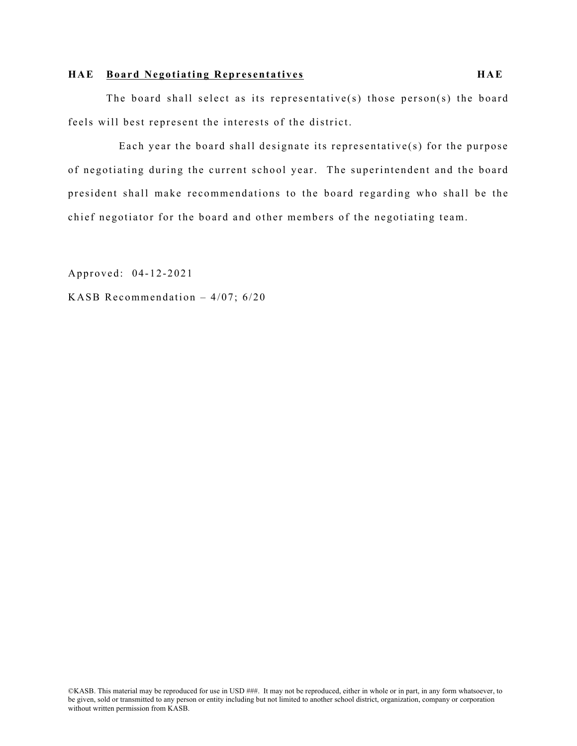## HAE Board Negotiating Representatives HAE

The board shall select as its representative(s) those person(s) the board feels will best represent the interests of the district.

Each year the board shall designate its representative(s) for the purpose of negotiating during the current school year. The superintendent and the board president shall make recommendations to the board regarding who shall be the chief negotiator for the board and other members of the negotiating team.

Approved: 04-12-2021

KASB Recommendation – 4/07; 6/20

©KASB. This material may be reproduced for use in USD ###. It may not be reproduced, either in whole or in part, in any form whatsoever, to be given, sold or transmitted to any person or entity including but not limited to another school district, organization, company or corporation without written permission from KASB.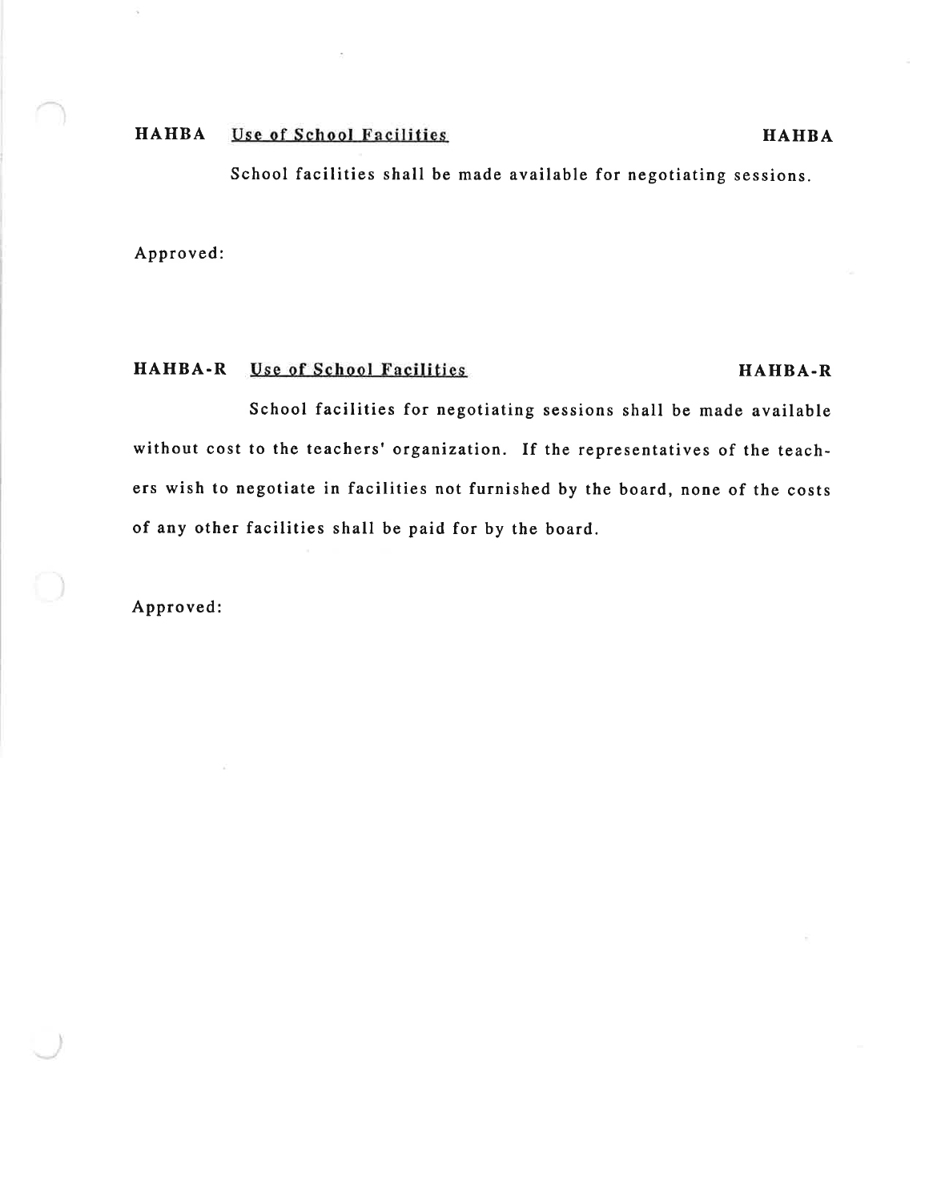## HAHBA Use of School Facilities HAHBA

School facilities shall be made available for negotiating sessions.

Approved:

## HAHBA-R Use of School Facilities HAHBA-R

School facilities for negotiating sessions shall be made available without cost to the teachers' organization. If the representatives of the teachers wish to negotiate in facilities not furnished by the board, none of the costs of any other facilities shall be paid for by the board.

Approved: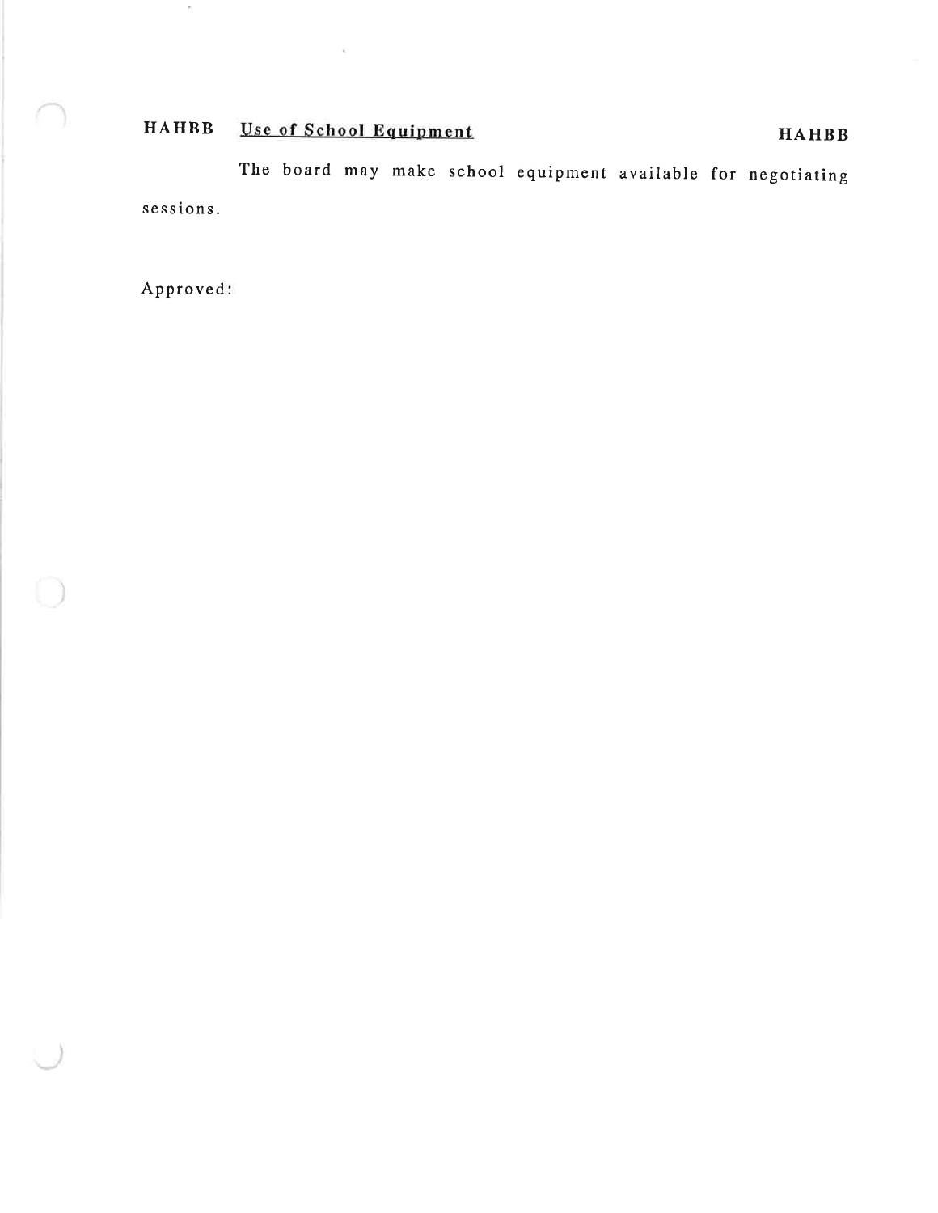## HAHBB <u>Use of School Equipment</u> HAHBB

The board may make school equipment available for negotiating sessions.

Approved: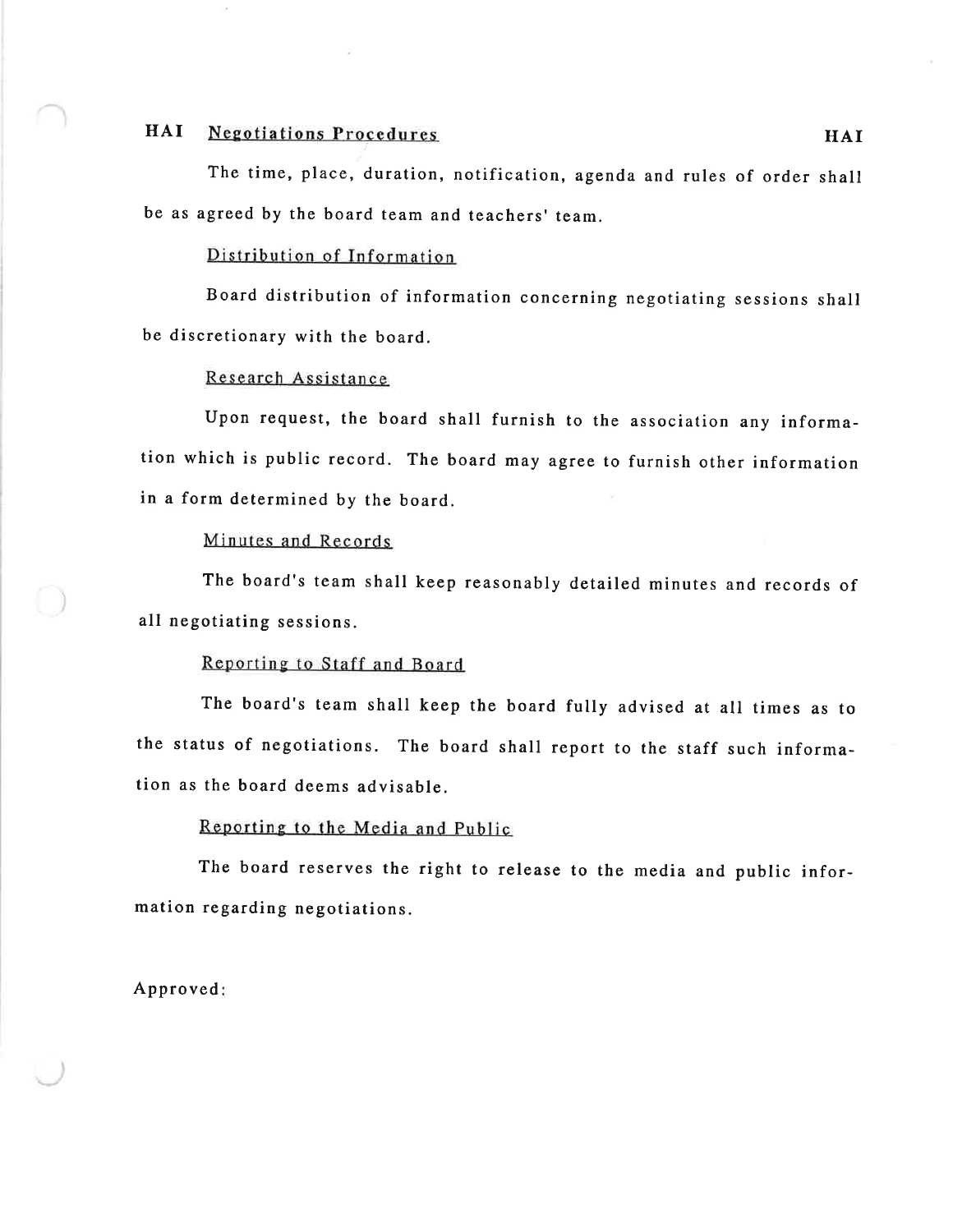# HAI Negotiations Procedures

The time, place, duration, notification, agenda and rules of order shall be as agreed by the board team and teachers' team.

## Distribution of Information

Board distribution of information concerning negotiating sessions shall be discretionary with the board.

## Research Assistance

Upon request, the board shall furnish to the association any information which is public record. The board may agree to furnish other information in a form determined by the board.

## Minutes and Records

The board's team shall keep reasonably detailed minutes and records of all negotiating sessions.

## Reporting to Staff and Board

The board's team shall keep the board fully advised at all times as to the status of negotiations. The board shall report to the staff such information as the board deems advisable.

## Reporting to the Media and Public

The board reserves the right to release to the media and public information regarding negotiations.

Approved: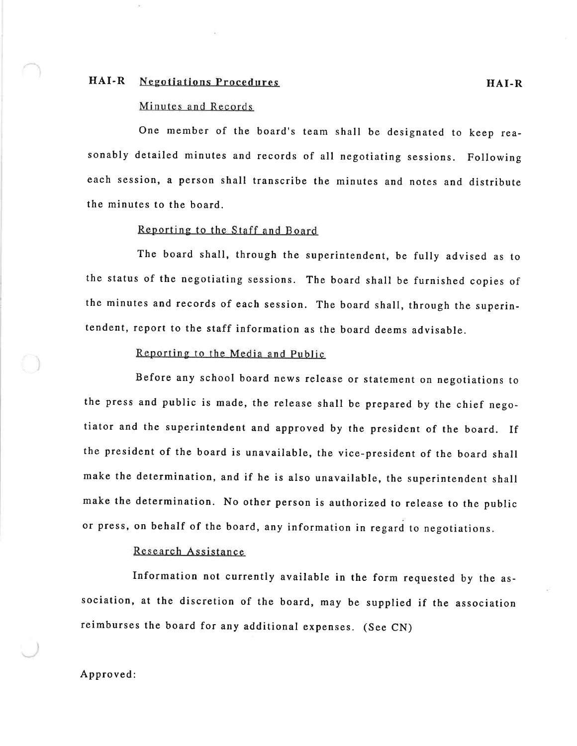# HAI-R Negotiations Procedures

## Minutes and Records

One member of the board's team shall be designated to keep reasonably detailed minutes and records of all negotiating sessions. Following each session, a person shall transcribe the minutes and notes and distribute the minutes to the board.

## Reporting to the Staff and Board

The board shall, through the superintendent, be fully advised as to the status of the negotiating sessions. The board shall be furnished copies of the minutes and records of each session. The board shall, through the superintendent, report to the staff information as the board deems advisable.

## Reporting to the Media and Public

Before any school board news release or statement on negotiations to the press and public is made, the release shall be prepared by the chief negotiator and the superintendent and approved by the president of the board. If the president of the board is unavailable, the vice-president of the board shall make the determination, and if he is also unavailable, the superintendent shall make the determination. No other person is authorized to release to the public or press, on behalf of the board, any information in regard to negotiations.

## Research Assistance

Information not currently available in the form requested by the association, at the discretion of the board, may be supplied if the association reimburses the board for any additional expenses. (See CN)

Approved: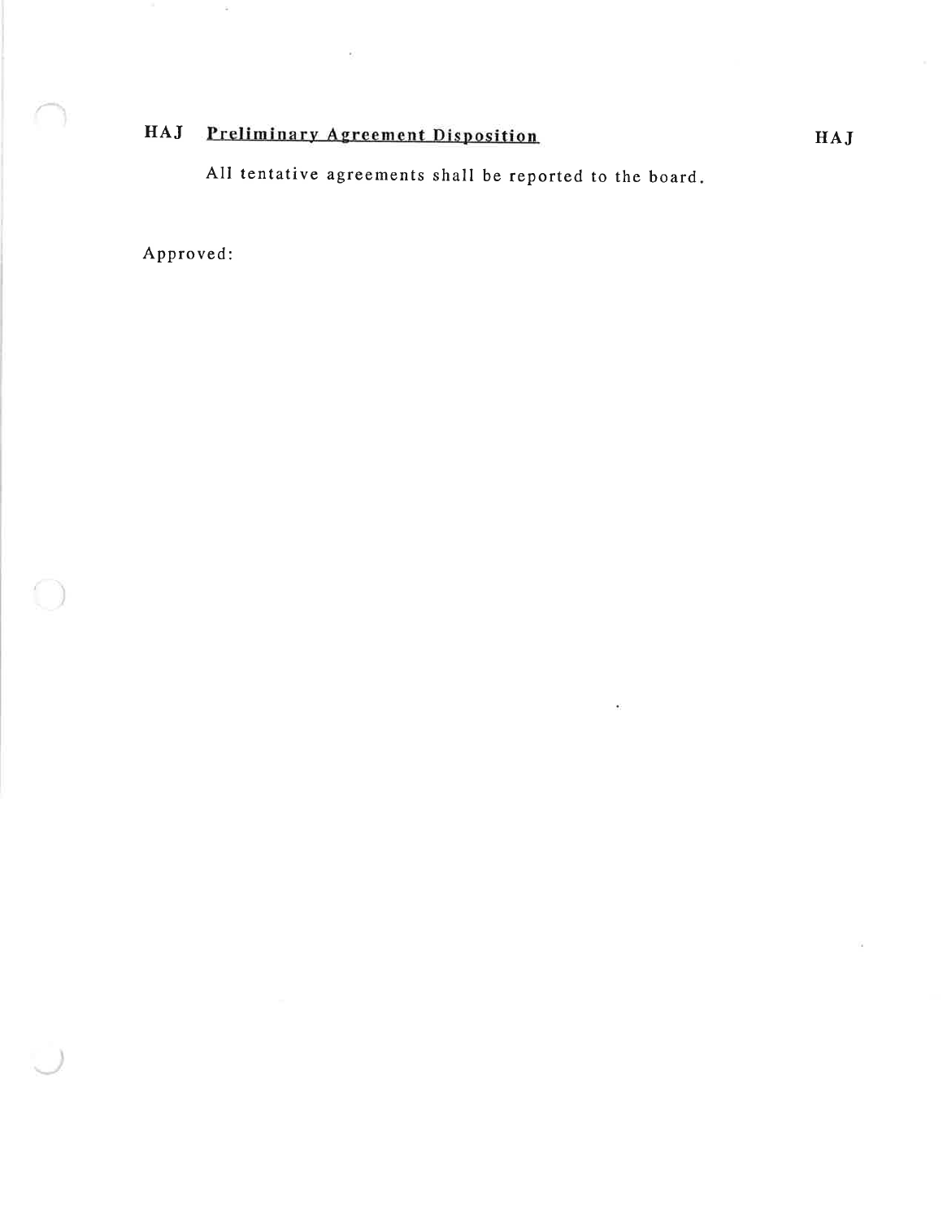## HAJ Preliminary Agreement Disposition

All tentative agreements shall be reported to the board.

Approved: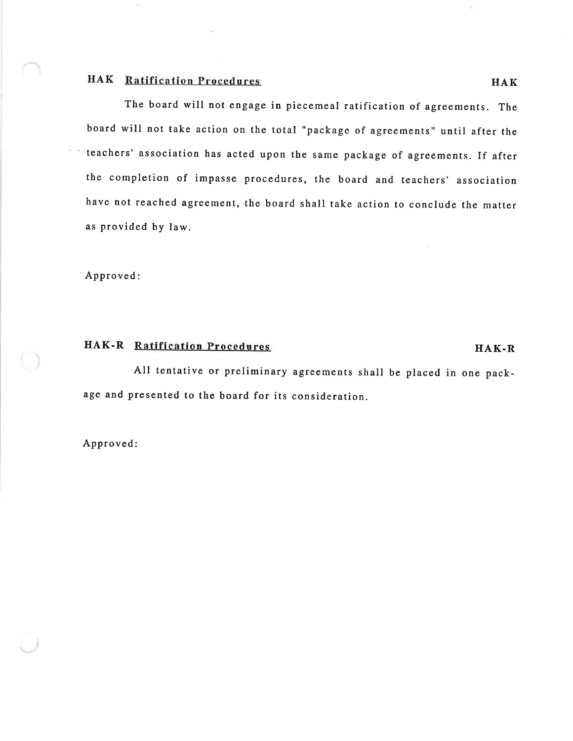## HAK Ratification Procedures HAK

The board will not engage in piecemeal ratification of agreements. The board will not take action on the total "package of agreements" until after the teachers' association has acted upon the same package of agreements. If after the completion of impasse procedures, the board and teachers' association have not reached agreement, the board shall take action to conclude the matter as provided by law.

Approved:

## HAK-R Ratification Procedures HAK-R

All tentative or preliminary agreements shall be placed in one package and presented to the board for its consideration.

Approved: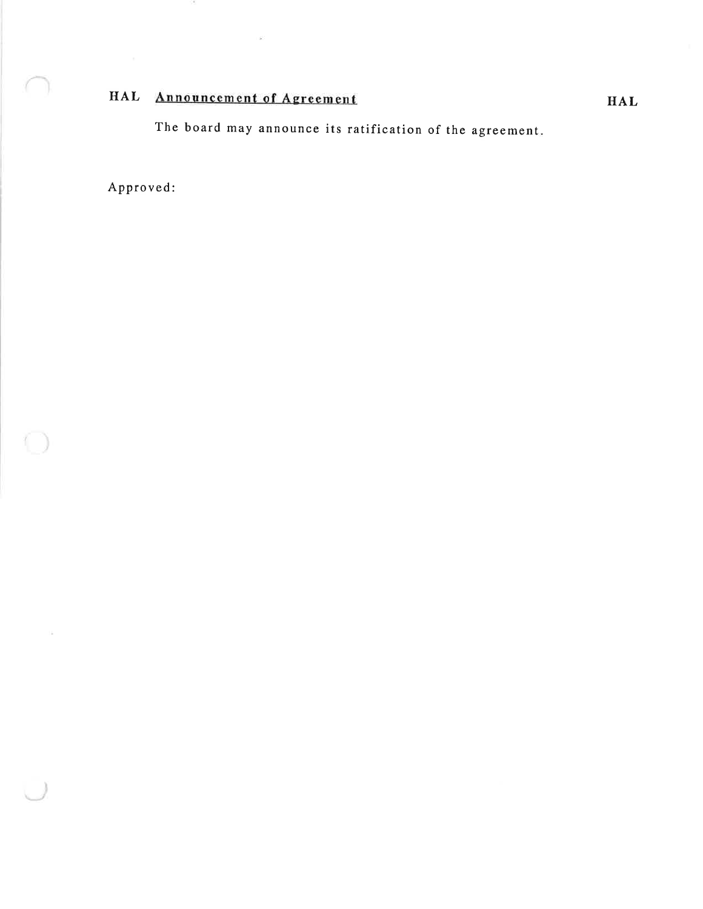## HAL Announcement of Agreement HAL

The board may announce its ratification of the agreement.

Approved: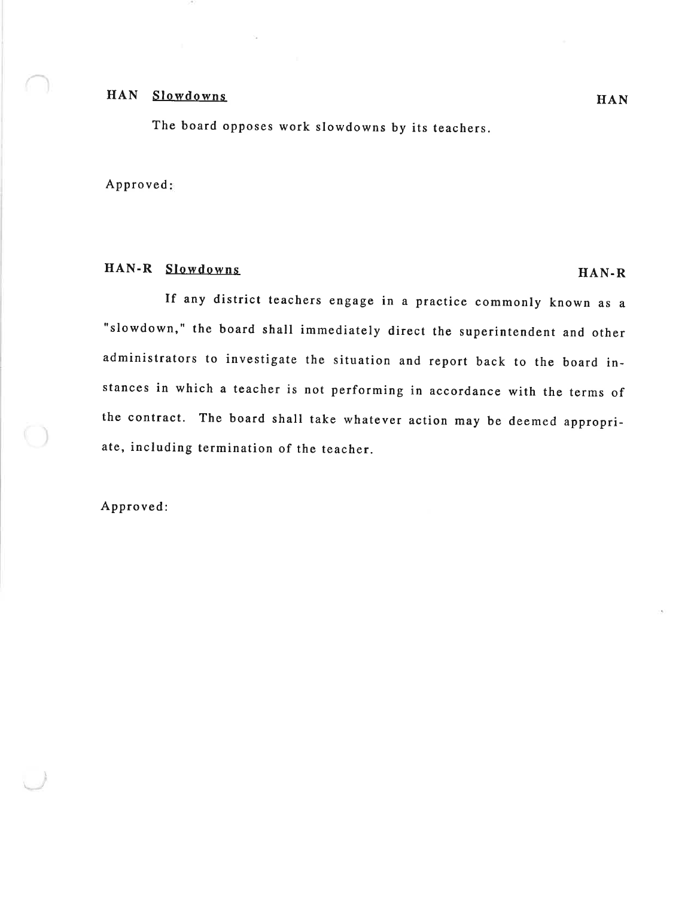## HAN <u>Slowdowns</u>

The board opposes work slowdowns by its teachers.

Approved:

## HAN-R <u>Slowdowns</u>

If any district teachers engage in a practice commonly known as a "slowdown," the board shall immediately direct the superintendent and other administrators to investigate the situation and report back to the board instances in which a teacher is not performing in accordance with the terms of the contract. The board shall take whatever action may be deemed appropriate, including termination of the teacher.

Approved: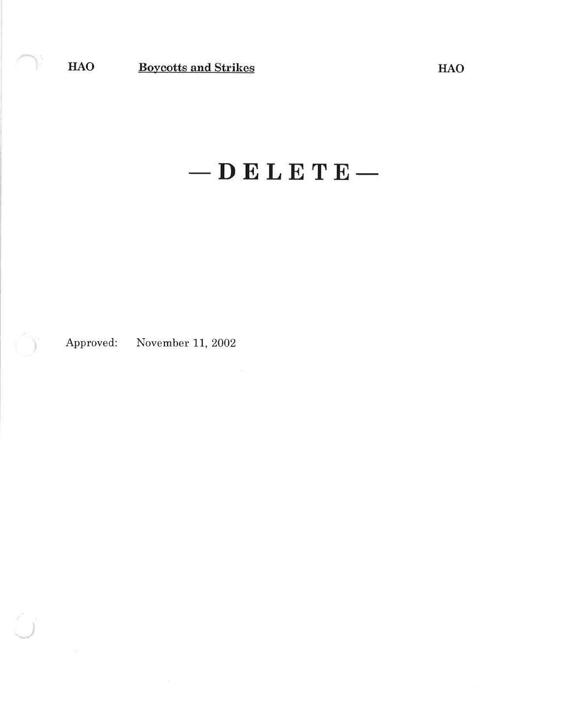**HAO** **Boycotts and Strikes** **HAO**

# —D E L E T E—

Approved: November 11, 2002